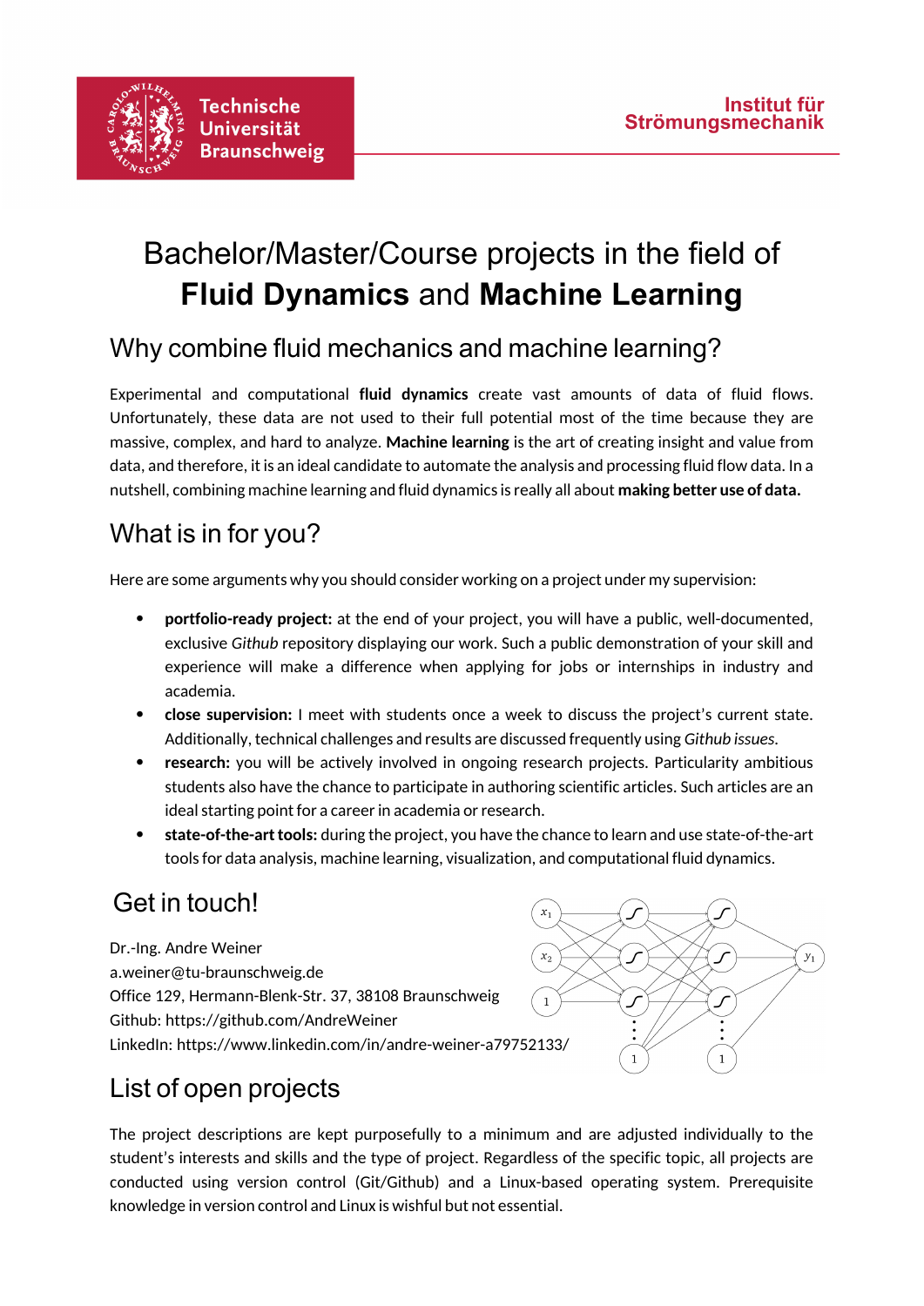Technische Universität Braunschweig

Institut für Strömungsmechanik

# Bachelor/Master/Course projects in the field of **Fluid Dynamics** and **Machine Learning**

## Why combine fluid mechanics and machine learning?

Experimental and computational **fluid dynamics** create vast amounts of data of fluid flows. Unfortunately, these data are not used to their full potential most of the time because they are massive, complex, and hard to analyze. **Machine learning** is the art of creating insight and value from data, and therefore, it is an ideal candidate to automate the analysis and processing fluid flow data. In a nutshell, combining machine learning and fluid dynamics is really all about **making better use of data.**

## What is in for you?

Here are some arguments why you should consider working on a project under my supervision:

- **portfolio-ready project:** at the end of your project, you will have a public, well-documented, exclusive *Github* repository displaying our work. Such a public demonstration of your skill and experience will make a difference when applying for jobs or internships in industry and academia.
- **close supervision:** I meet with students once a week to discuss the project's current state. Additionally, technical challenges and results are discussed frequently using *Github issues*.
- **research:** you will be actively involved in ongoing research projects. Particularity ambitious students also have the chance to participate in authoring scientific articles. Such articles are an ideal starting point for a career in academia or research.
- **state-of-the-art tools:** during the project, you have the chance to learn and use state-of-the-art tools for data analysis, machine learning, visualization, and computational fluid dynamics.

## Get in touch!

Dr.-Ing. Andre Weiner
a.weiner@tu-braunschweig.de
Office 129, Hermann-Blenk-Str. 37, 38108 Braunschweig
Github: https://github.com/AndreWeiner
LinkedIn: https://www.linkedin.com/in/andre-weiner-a79752133/

## List of open projects

The project descriptions are kept purposefully to a minimum and are adjusted individually to the student's interests and skills and the type of project. Regardless of the specific topic, all projects are conducted using version control (Git/Github) and a Linux-based operating system. Prerequisite knowledge in version control and Linux is wishful but not essential.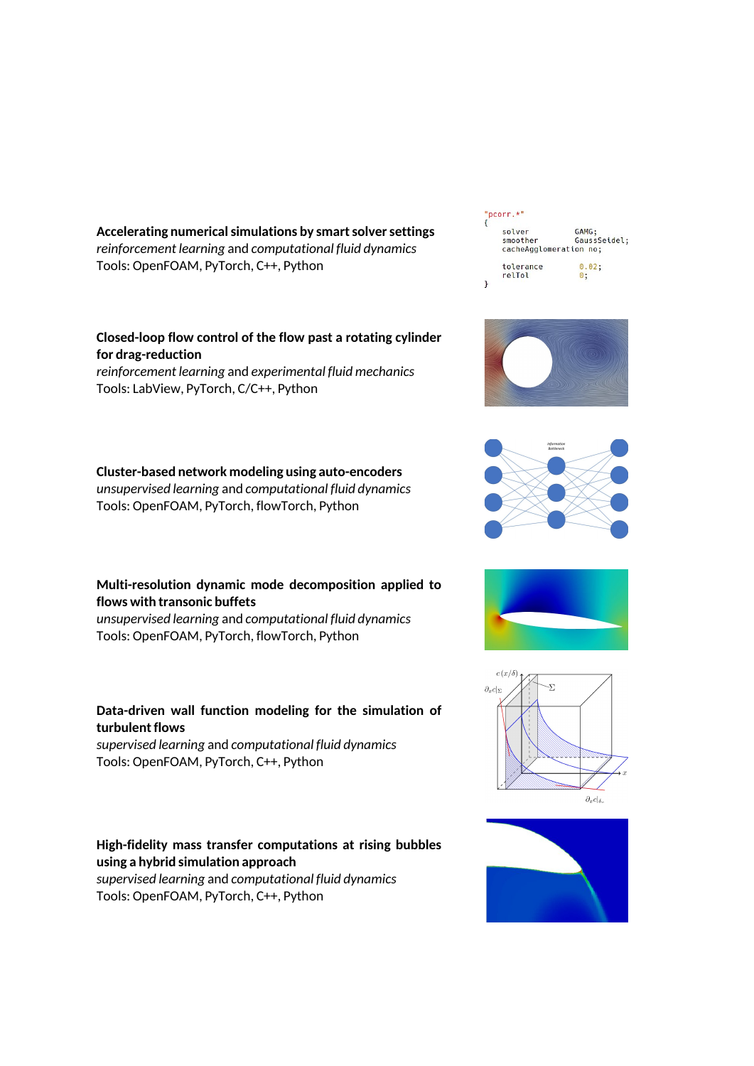**Accelerating numerical simulations by smart solver settings**
*reinforcement learning* and *computational fluid dynamics*
Tools: OpenFOAM, PyTorch, C++, Python

```
"pcorr.*"
{
    solver          GAMG;
    smoother        GaussSeidel;
    cacheAgglomeration no;

    tolerance       0.02;
    relTol          0;
}
```

**Closed-loop flow control of the flow past a rotating cylinder for drag-reduction**
*reinforcement learning* and *experimental fluid mechanics*
Tools: LabView, PyTorch, C/C++, Python

**Cluster-based network modeling using auto-encoders**
*unsupervised learning* and *computational fluid dynamics*
Tools: OpenFOAM, PyTorch, flowTorch, Python

**Multi-resolution dynamic mode decomposition applied to flows with transonic buffets**
*unsupervised learning* and *computational fluid dynamics*
Tools: OpenFOAM, PyTorch, flowTorch, Python

**Data-driven wall function modeling for the simulation of turbulent flows**
*supervised learning* and *computational fluid dynamics*
Tools: OpenFOAM, PyTorch, C++, Python

**High-fidelity mass transfer computations at rising bubbles using a hybrid simulation approach**
*supervised learning* and *computational fluid dynamics*
Tools: OpenFOAM, PyTorch, C++, Python